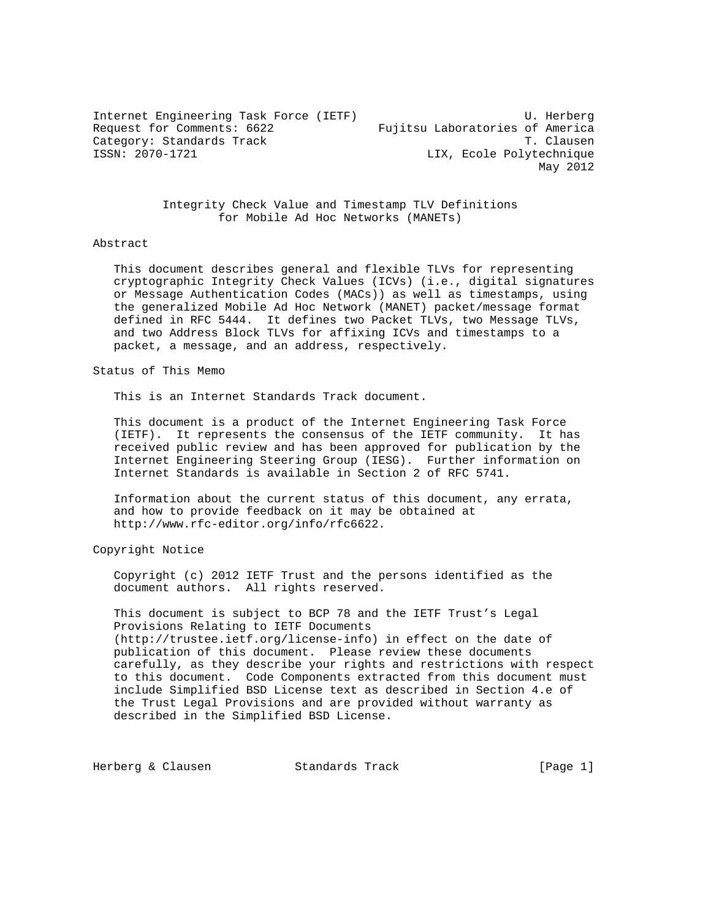Internet Engineering Task Force (IETF) — U. Herberg
Request for Comments: 6622 — Fujitsu Laboratories of America
Category: Standards Track — T. Clausen
ISSN: 2070-1721 — LIX, Ecole Polytechnique
May 2012

# Integrity Check Value and Timestamp TLV Definitions for Mobile Ad Hoc Networks (MANETs)

## Abstract

This document describes general and flexible TLVs for representing cryptographic Integrity Check Values (ICVs) (i.e., digital signatures or Message Authentication Codes (MACs)) as well as timestamps, using the generalized Mobile Ad Hoc Network (MANET) packet/message format defined in RFC 5444. It defines two Packet TLVs, two Message TLVs, and two Address Block TLVs for affixing ICVs and timestamps to a packet, a message, and an address, respectively.

## Status of This Memo

This is an Internet Standards Track document.

This document is a product of the Internet Engineering Task Force (IETF). It represents the consensus of the IETF community. It has received public review and has been approved for publication by the Internet Engineering Steering Group (IESG). Further information on Internet Standards is available in Section 2 of RFC 5741.

Information about the current status of this document, any errata, and how to provide feedback on it may be obtained at http://www.rfc-editor.org/info/rfc6622.

## Copyright Notice

Copyright (c) 2012 IETF Trust and the persons identified as the document authors. All rights reserved.

This document is subject to BCP 78 and the IETF Trust's Legal Provisions Relating to IETF Documents (http://trustee.ietf.org/license-info) in effect on the date of publication of this document. Please review these documents carefully, as they describe your rights and restrictions with respect to this document. Code Components extracted from this document must include Simplified BSD License text as described in Section 4.e of the Trust Legal Provisions and are provided without warranty as described in the Simplified BSD License.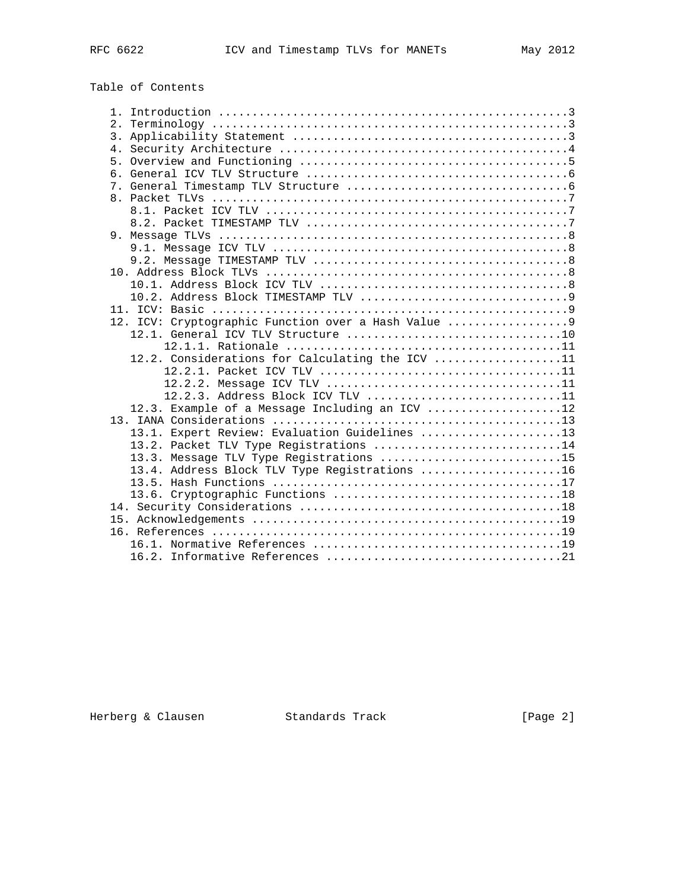Table of Contents

```
   1. Introduction ....................................................3
   2. Terminology .....................................................3
   3. Applicability Statement .........................................3
   4. Security Architecture ...........................................4
   5. Overview and Functioning ........................................5
   6. General ICV TLV Structure .......................................6
   7. General Timestamp TLV Structure .................................6
   8. Packet TLVs .....................................................7
      8.1. Packet ICV TLV .............................................7
      8.2. Packet TIMESTAMP TLV .......................................7
   9. Message TLVs ....................................................8
      9.1. Message ICV TLV ............................................8
      9.2. Message TIMESTAMP TLV ......................................8
   10. Address Block TLVs .............................................8
      10.1. Address Block ICV TLV .....................................8
      10.2. Address Block TIMESTAMP TLV ...............................9
   11. ICV: Basic .....................................................9
   12. ICV: Cryptographic Function over a Hash Value ..................9
      12.1. General ICV TLV Structure ................................10
           12.1.1. Rationale .........................................11
      12.2. Considerations for Calculating the ICV ...................11
           12.2.1. Packet ICV TLV ....................................11
           12.2.2. Message ICV TLV ...................................11
           12.2.3. Address Block ICV TLV .............................11
      12.3. Example of a Message Including an ICV ....................12
   13. IANA Considerations ...........................................13
      13.1. Expert Review: Evaluation Guidelines .....................13
      13.2. Packet TLV Type Registrations ............................14
      13.3. Message TLV Type Registrations ...........................15
      13.4. Address Block TLV Type Registrations .....................16
      13.5. Hash Functions ...........................................17
      13.6. Cryptographic Functions ..................................18
   14. Security Considerations .......................................18
   15. Acknowledgements ..............................................19
   16. References ....................................................19
      16.1. Normative References .....................................19
      16.2. Informative References ...................................21
```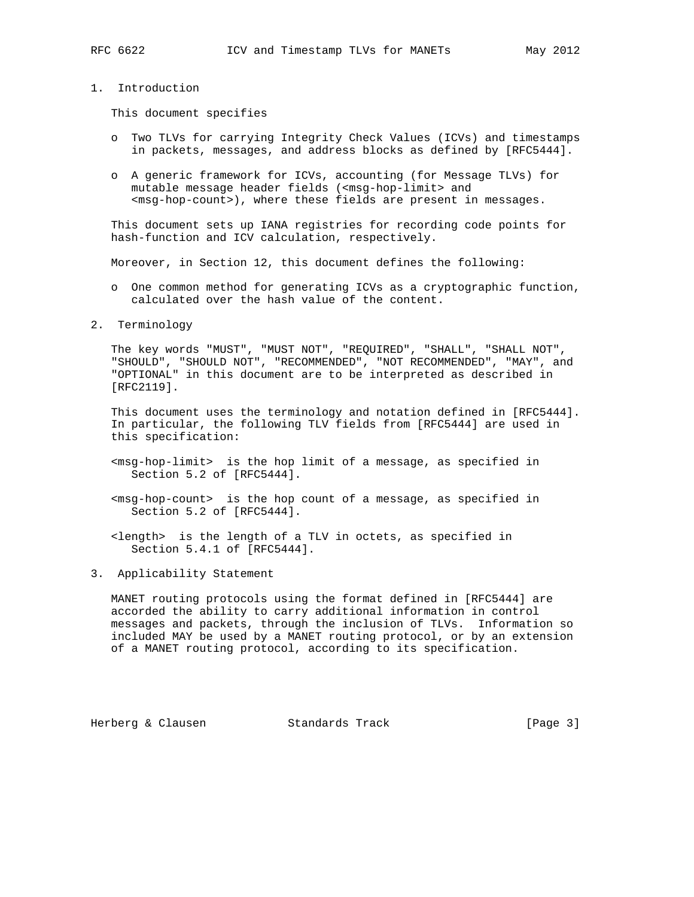## 1. Introduction

This document specifies

- Two TLVs for carrying Integrity Check Values (ICVs) and timestamps in packets, messages, and address blocks as defined by [RFC5444].

- A generic framework for ICVs, accounting (for Message TLVs) for mutable message header fields (<msg-hop-limit> and <msg-hop-count>), where these fields are present in messages.

This document sets up IANA registries for recording code points for hash-function and ICV calculation, respectively.

Moreover, in Section 12, this document defines the following:

- One common method for generating ICVs as a cryptographic function, calculated over the hash value of the content.

## 2. Terminology

The key words "MUST", "MUST NOT", "REQUIRED", "SHALL", "SHALL NOT", "SHOULD", "SHOULD NOT", "RECOMMENDED", "NOT RECOMMENDED", "MAY", and "OPTIONAL" in this document are to be interpreted as described in [RFC2119].

This document uses the terminology and notation defined in [RFC5444]. In particular, the following TLV fields from [RFC5444] are used in this specification:

<msg-hop-limit>  is the hop limit of a message, as specified in Section 5.2 of [RFC5444].

<msg-hop-count>  is the hop count of a message, as specified in Section 5.2 of [RFC5444].

<length>  is the length of a TLV in octets, as specified in Section 5.4.1 of [RFC5444].

## 3. Applicability Statement

MANET routing protocols using the format defined in [RFC5444] are accorded the ability to carry additional information in control messages and packets, through the inclusion of TLVs. Information so included MAY be used by a MANET routing protocol, or by an extension of a MANET routing protocol, according to its specification.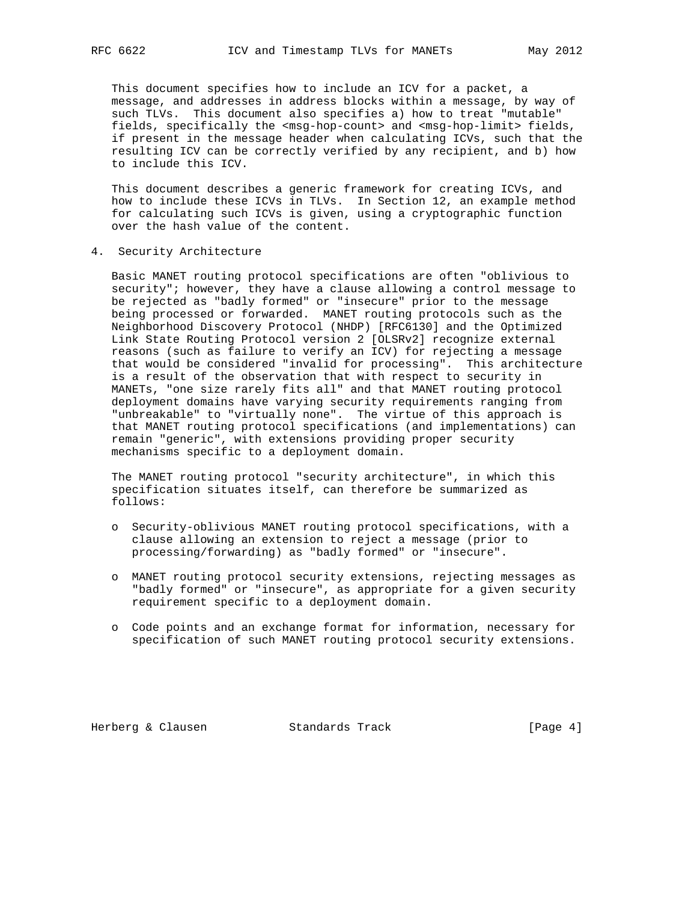This document specifies how to include an ICV for a packet, a message, and addresses in address blocks within a message, by way of such TLVs. This document also specifies a) how to treat "mutable" fields, specifically the <msg-hop-count> and <msg-hop-limit> fields, if present in the message header when calculating ICVs, such that the resulting ICV can be correctly verified by any recipient, and b) how to include this ICV.

This document describes a generic framework for creating ICVs, and how to include these ICVs in TLVs. In Section 12, an example method for calculating such ICVs is given, using a cryptographic function over the hash value of the content.

## 4. Security Architecture

Basic MANET routing protocol specifications are often "oblivious to security"; however, they have a clause allowing a control message to be rejected as "badly formed" or "insecure" prior to the message being processed or forwarded. MANET routing protocols such as the Neighborhood Discovery Protocol (NHDP) [RFC6130] and the Optimized Link State Routing Protocol version 2 [OLSRv2] recognize external reasons (such as failure to verify an ICV) for rejecting a message that would be considered "invalid for processing". This architecture is a result of the observation that with respect to security in MANETs, "one size rarely fits all" and that MANET routing protocol deployment domains have varying security requirements ranging from "unbreakable" to "virtually none". The virtue of this approach is that MANET routing protocol specifications (and implementations) can remain "generic", with extensions providing proper security mechanisms specific to a deployment domain.

The MANET routing protocol "security architecture", in which this specification situates itself, can therefore be summarized as follows:

- Security-oblivious MANET routing protocol specifications, with a clause allowing an extension to reject a message (prior to processing/forwarding) as "badly formed" or "insecure".
- MANET routing protocol security extensions, rejecting messages as "badly formed" or "insecure", as appropriate for a given security requirement specific to a deployment domain.
- Code points and an exchange format for information, necessary for specification of such MANET routing protocol security extensions.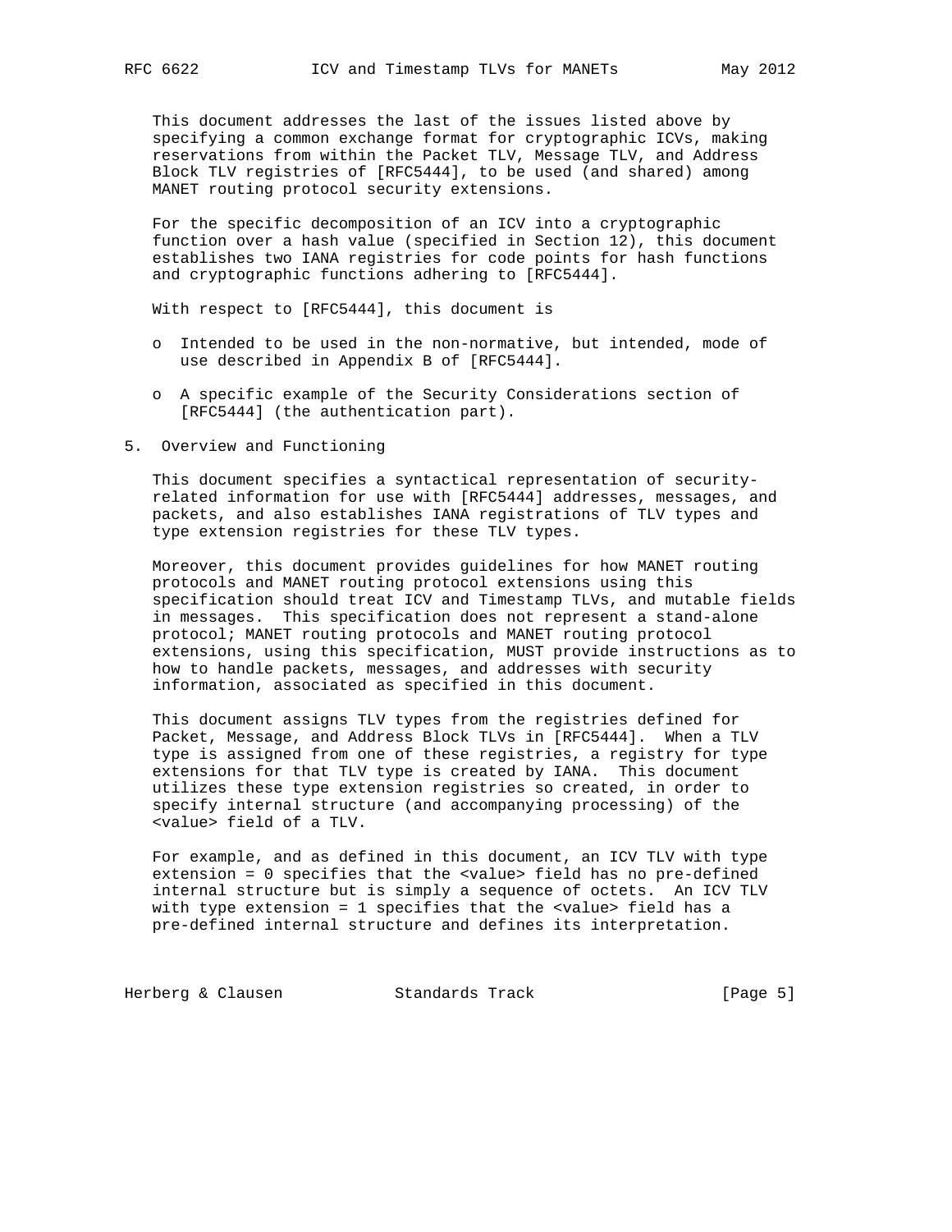This document addresses the last of the issues listed above by specifying a common exchange format for cryptographic ICVs, making reservations from within the Packet TLV, Message TLV, and Address Block TLV registries of [RFC5444], to be used (and shared) among MANET routing protocol security extensions.

For the specific decomposition of an ICV into a cryptographic function over a hash value (specified in Section 12), this document establishes two IANA registries for code points for hash functions and cryptographic functions adhering to [RFC5444].

With respect to [RFC5444], this document is

- Intended to be used in the non-normative, but intended, mode of use described in Appendix B of [RFC5444].
- A specific example of the Security Considerations section of [RFC5444] (the authentication part).

## 5. Overview and Functioning

This document specifies a syntactical representation of security-related information for use with [RFC5444] addresses, messages, and packets, and also establishes IANA registrations of TLV types and type extension registries for these TLV types.

Moreover, this document provides guidelines for how MANET routing protocols and MANET routing protocol extensions using this specification should treat ICV and Timestamp TLVs, and mutable fields in messages. This specification does not represent a stand-alone protocol; MANET routing protocols and MANET routing protocol extensions, using this specification, MUST provide instructions as to how to handle packets, messages, and addresses with security information, associated as specified in this document.

This document assigns TLV types from the registries defined for Packet, Message, and Address Block TLVs in [RFC5444]. When a TLV type is assigned from one of these registries, a registry for type extensions for that TLV type is created by IANA. This document utilizes these type extension registries so created, in order to specify internal structure (and accompanying processing) of the <value> field of a TLV.

For example, and as defined in this document, an ICV TLV with type extension = 0 specifies that the <value> field has no pre-defined internal structure but is simply a sequence of octets. An ICV TLV with type extension = 1 specifies that the <value> field has a pre-defined internal structure and defines its interpretation.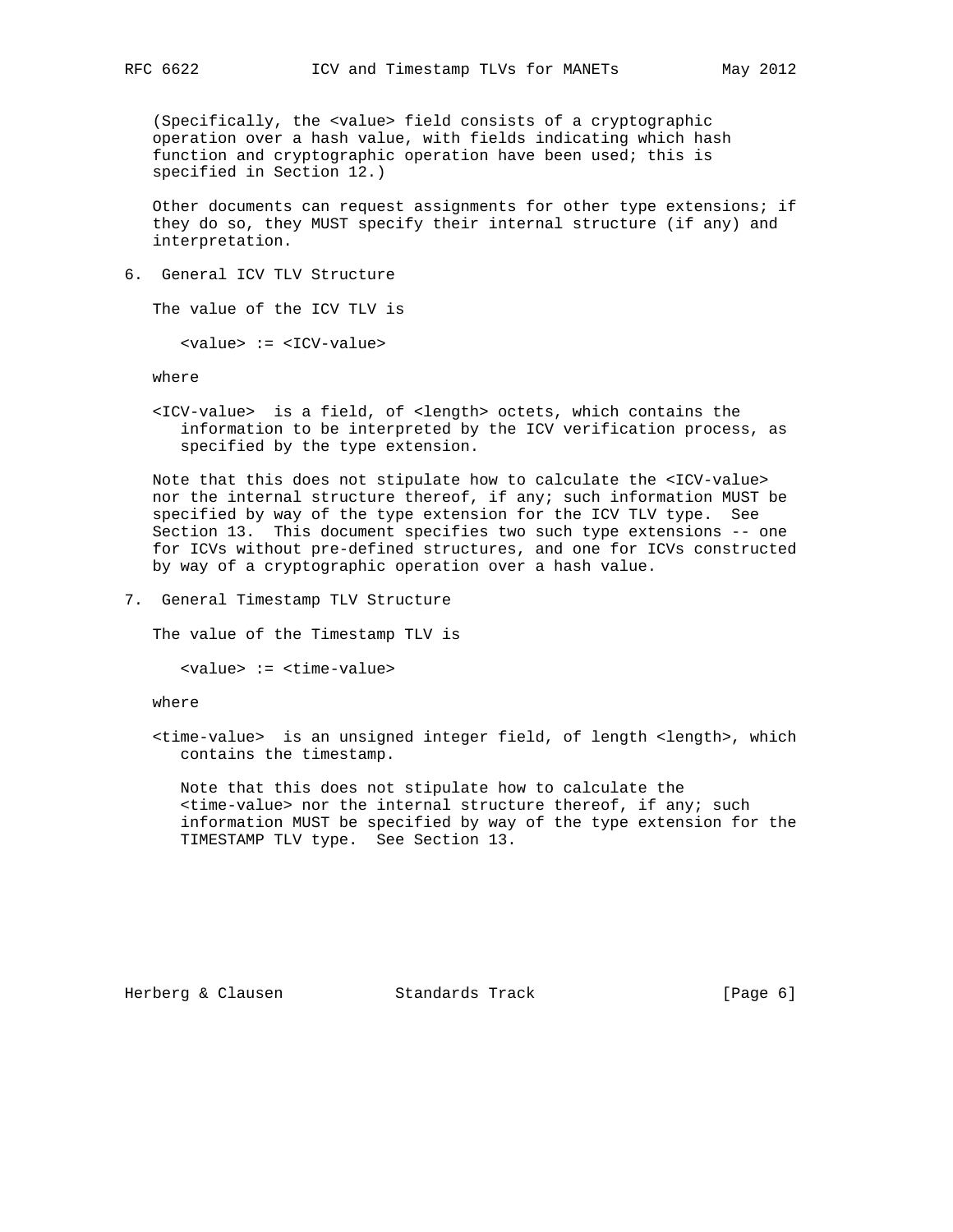(Specifically, the <value> field consists of a cryptographic operation over a hash value, with fields indicating which hash function and cryptographic operation have been used; this is specified in Section 12.)

Other documents can request assignments for other type extensions; if they do so, they MUST specify their internal structure (if any) and interpretation.

## 6. General ICV TLV Structure

The value of the ICV TLV is

```
<value> := <ICV-value>
```

where

<ICV-value> is a field, of <length> octets, which contains the information to be interpreted by the ICV verification process, as specified by the type extension.

Note that this does not stipulate how to calculate the <ICV-value> nor the internal structure thereof, if any; such information MUST be specified by way of the type extension for the ICV TLV type. See Section 13. This document specifies two such type extensions -- one for ICVs without pre-defined structures, and one for ICVs constructed by way of a cryptographic operation over a hash value.

## 7. General Timestamp TLV Structure

The value of the Timestamp TLV is

```
<value> := <time-value>
```

where

<time-value> is an unsigned integer field, of length <length>, which contains the timestamp.

Note that this does not stipulate how to calculate the <time-value> nor the internal structure thereof, if any; such information MUST be specified by way of the type extension for the TIMESTAMP TLV type. See Section 13.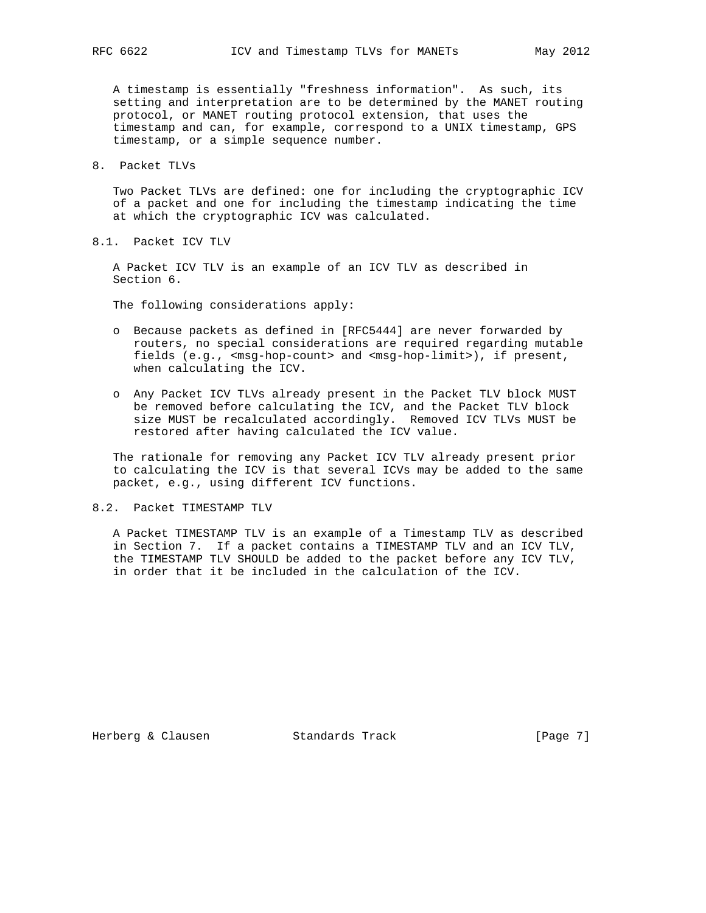A timestamp is essentially "freshness information". As such, its setting and interpretation are to be determined by the MANET routing protocol, or MANET routing protocol extension, that uses the timestamp and can, for example, correspond to a UNIX timestamp, GPS timestamp, or a simple sequence number.

# 8. Packet TLVs

Two Packet TLVs are defined: one for including the cryptographic ICV of a packet and one for including the timestamp indicating the time at which the cryptographic ICV was calculated.

## 8.1. Packet ICV TLV

A Packet ICV TLV is an example of an ICV TLV as described in Section 6.

The following considerations apply:

- Because packets as defined in [RFC5444] are never forwarded by routers, no special considerations are required regarding mutable fields (e.g., <msg-hop-count> and <msg-hop-limit>), if present, when calculating the ICV.
- Any Packet ICV TLVs already present in the Packet TLV block MUST be removed before calculating the ICV, and the Packet TLV block size MUST be recalculated accordingly. Removed ICV TLVs MUST be restored after having calculated the ICV value.

The rationale for removing any Packet ICV TLV already present prior to calculating the ICV is that several ICVs may be added to the same packet, e.g., using different ICV functions.

## 8.2. Packet TIMESTAMP TLV

A Packet TIMESTAMP TLV is an example of a Timestamp TLV as described in Section 7. If a packet contains a TIMESTAMP TLV and an ICV TLV, the TIMESTAMP TLV SHOULD be added to the packet before any ICV TLV, in order that it be included in the calculation of the ICV.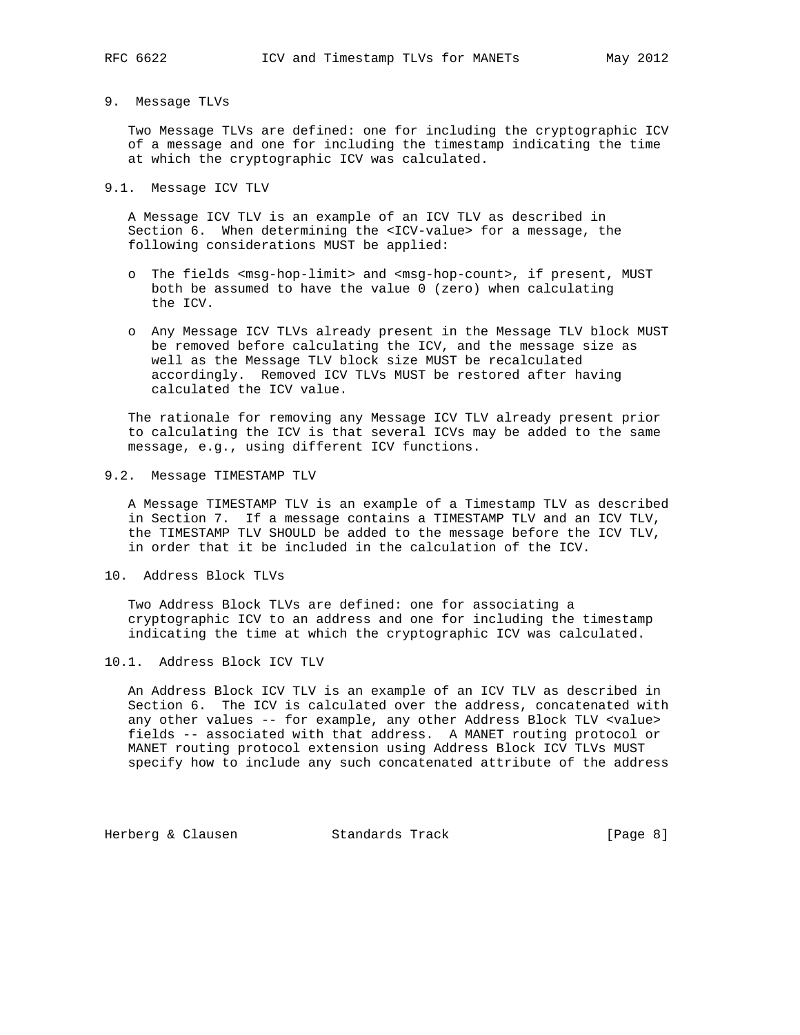# 9. Message TLVs

Two Message TLVs are defined: one for including the cryptographic ICV of a message and one for including the timestamp indicating the time at which the cryptographic ICV was calculated.

## 9.1. Message ICV TLV

A Message ICV TLV is an example of an ICV TLV as described in Section 6. When determining the <ICV-value> for a message, the following considerations MUST be applied:

- The fields <msg-hop-limit> and <msg-hop-count>, if present, MUST both be assumed to have the value 0 (zero) when calculating the ICV.
- Any Message ICV TLVs already present in the Message TLV block MUST be removed before calculating the ICV, and the message size as well as the Message TLV block size MUST be recalculated accordingly. Removed ICV TLVs MUST be restored after having calculated the ICV value.

The rationale for removing any Message ICV TLV already present prior to calculating the ICV is that several ICVs may be added to the same message, e.g., using different ICV functions.

## 9.2. Message TIMESTAMP TLV

A Message TIMESTAMP TLV is an example of a Timestamp TLV as described in Section 7. If a message contains a TIMESTAMP TLV and an ICV TLV, the TIMESTAMP TLV SHOULD be added to the message before the ICV TLV, in order that it be included in the calculation of the ICV.

# 10. Address Block TLVs

Two Address Block TLVs are defined: one for associating a cryptographic ICV to an address and one for including the timestamp indicating the time at which the cryptographic ICV was calculated.

## 10.1. Address Block ICV TLV

An Address Block ICV TLV is an example of an ICV TLV as described in Section 6. The ICV is calculated over the address, concatenated with any other values -- for example, any other Address Block TLV <value> fields -- associated with that address. A MANET routing protocol or MANET routing protocol extension using Address Block ICV TLVs MUST specify how to include any such concatenated attribute of the address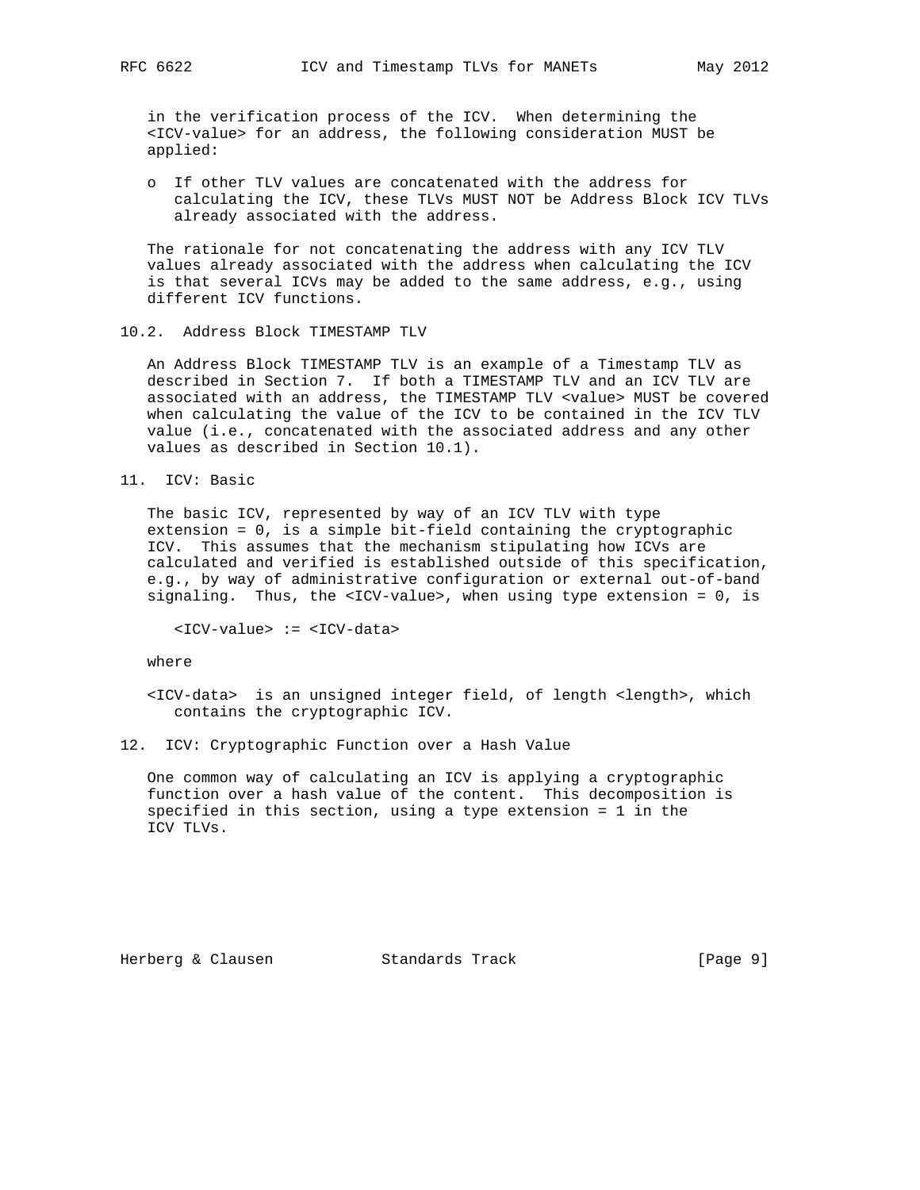in the verification process of the ICV. When determining the <ICV-value> for an address, the following consideration MUST be applied:

- If other TLV values are concatenated with the address for calculating the ICV, these TLVs MUST NOT be Address Block ICV TLVs already associated with the address.

The rationale for not concatenating the address with any ICV TLV values already associated with the address when calculating the ICV is that several ICVs may be added to the same address, e.g., using different ICV functions.

### 10.2. Address Block TIMESTAMP TLV

An Address Block TIMESTAMP TLV is an example of a Timestamp TLV as described in Section 7. If both a TIMESTAMP TLV and an ICV TLV are associated with an address, the TIMESTAMP TLV <value> MUST be covered when calculating the value of the ICV to be contained in the ICV TLV value (i.e., concatenated with the associated address and any other values as described in Section 10.1).

## 11. ICV: Basic

The basic ICV, represented by way of an ICV TLV with type extension = 0, is a simple bit-field containing the cryptographic ICV. This assumes that the mechanism stipulating how ICVs are calculated and verified is established outside of this specification, e.g., by way of administrative configuration or external out-of-band signaling. Thus, the <ICV-value>, when using type extension = 0, is

```
<ICV-value> := <ICV-data>
```

where

<ICV-data> is an unsigned integer field, of length <length>, which contains the cryptographic ICV.

## 12. ICV: Cryptographic Function over a Hash Value

One common way of calculating an ICV is applying a cryptographic function over a hash value of the content. This decomposition is specified in this section, using a type extension = 1 in the ICV TLVs.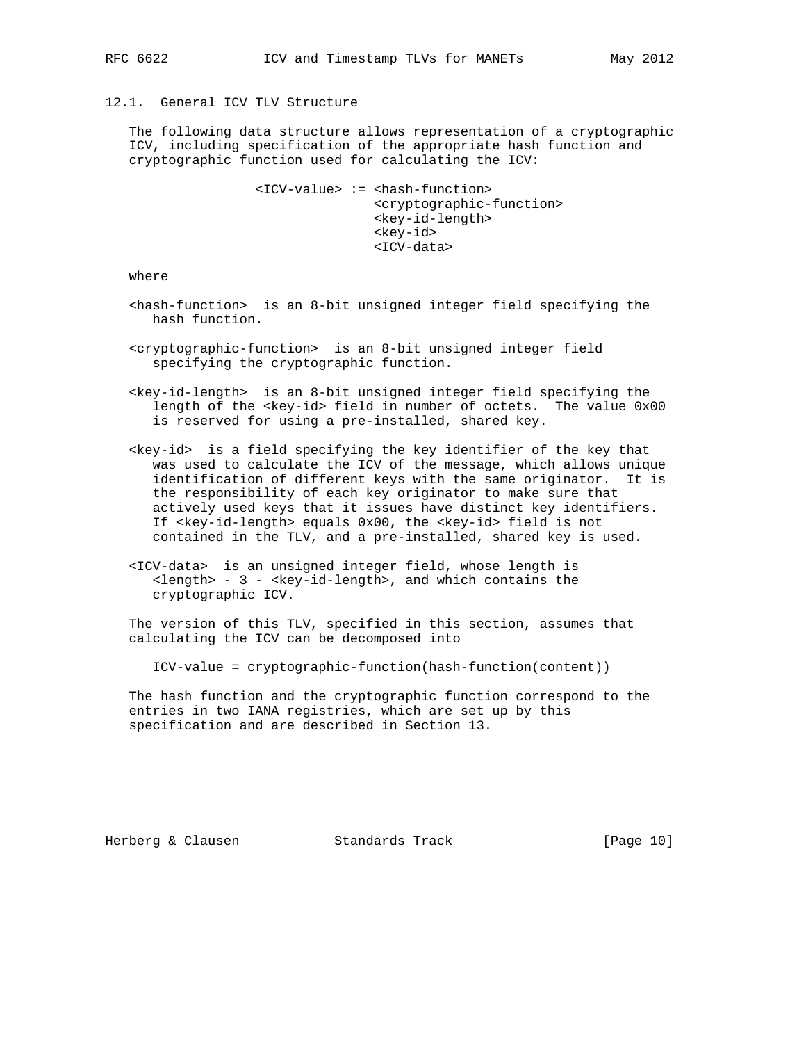### 12.1. General ICV TLV Structure

The following data structure allows representation of a cryptographic ICV, including specification of the appropriate hash function and cryptographic function used for calculating the ICV:

```
<ICV-value> := <hash-function>
               <cryptographic-function>
               <key-id-length>
               <key-id>
               <ICV-data>
```

where

<hash-function> is an 8-bit unsigned integer field specifying the hash function.

<cryptographic-function> is an 8-bit unsigned integer field specifying the cryptographic function.

<key-id-length> is an 8-bit unsigned integer field specifying the length of the <key-id> field in number of octets. The value 0x00 is reserved for using a pre-installed, shared key.

<key-id> is a field specifying the key identifier of the key that was used to calculate the ICV of the message, which allows unique identification of different keys with the same originator. It is the responsibility of each key originator to make sure that actively used keys that it issues have distinct key identifiers. If <key-id-length> equals 0x00, the <key-id> field is not contained in the TLV, and a pre-installed, shared key is used.

<ICV-data> is an unsigned integer field, whose length is <length> - 3 - <key-id-length>, and which contains the cryptographic ICV.

The version of this TLV, specified in this section, assumes that calculating the ICV can be decomposed into

```
ICV-value = cryptographic-function(hash-function(content))
```

The hash function and the cryptographic function correspond to the entries in two IANA registries, which are set up by this specification and are described in Section 13.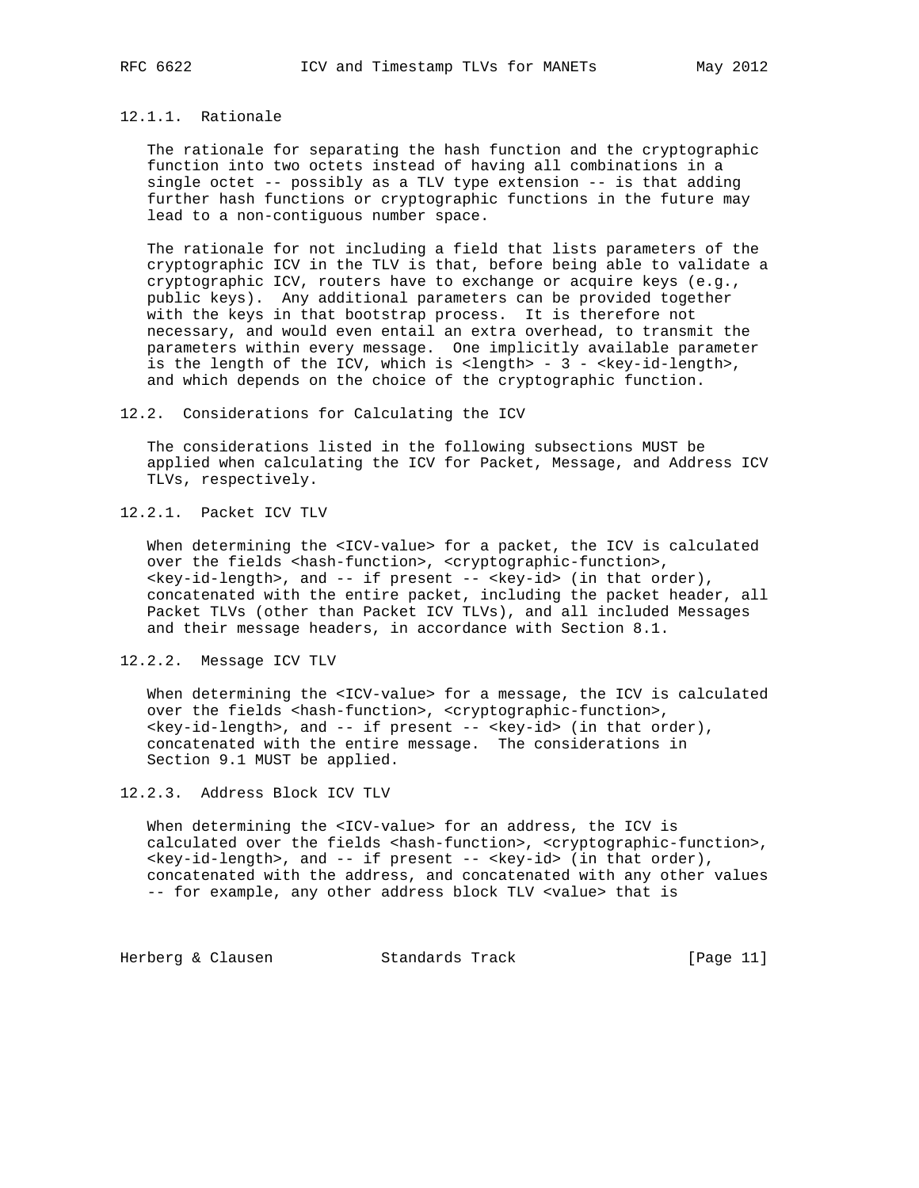#### 12.1.1. Rationale

The rationale for separating the hash function and the cryptographic function into two octets instead of having all combinations in a single octet -- possibly as a TLV type extension -- is that adding further hash functions or cryptographic functions in the future may lead to a non-contiguous number space.

The rationale for not including a field that lists parameters of the cryptographic ICV in the TLV is that, before being able to validate a cryptographic ICV, routers have to exchange or acquire keys (e.g., public keys). Any additional parameters can be provided together with the keys in that bootstrap process. It is therefore not necessary, and would even entail an extra overhead, to transmit the parameters within every message. One implicitly available parameter is the length of the ICV, which is <length> - 3 - <key-id-length>, and which depends on the choice of the cryptographic function.

### 12.2. Considerations for Calculating the ICV

The considerations listed in the following subsections MUST be applied when calculating the ICV for Packet, Message, and Address ICV TLVs, respectively.

#### 12.2.1. Packet ICV TLV

When determining the <ICV-value> for a packet, the ICV is calculated over the fields <hash-function>, <cryptographic-function>, <key-id-length>, and -- if present -- <key-id> (in that order), concatenated with the entire packet, including the packet header, all Packet TLVs (other than Packet ICV TLVs), and all included Messages and their message headers, in accordance with Section 8.1.

#### 12.2.2. Message ICV TLV

When determining the <ICV-value> for a message, the ICV is calculated over the fields <hash-function>, <cryptographic-function>, <key-id-length>, and -- if present -- <key-id> (in that order), concatenated with the entire message. The considerations in Section 9.1 MUST be applied.

#### 12.2.3. Address Block ICV TLV

When determining the <ICV-value> for an address, the ICV is calculated over the fields <hash-function>, <cryptographic-function>, <key-id-length>, and -- if present -- <key-id> (in that order), concatenated with the address, and concatenated with any other values -- for example, any other address block TLV <value> that is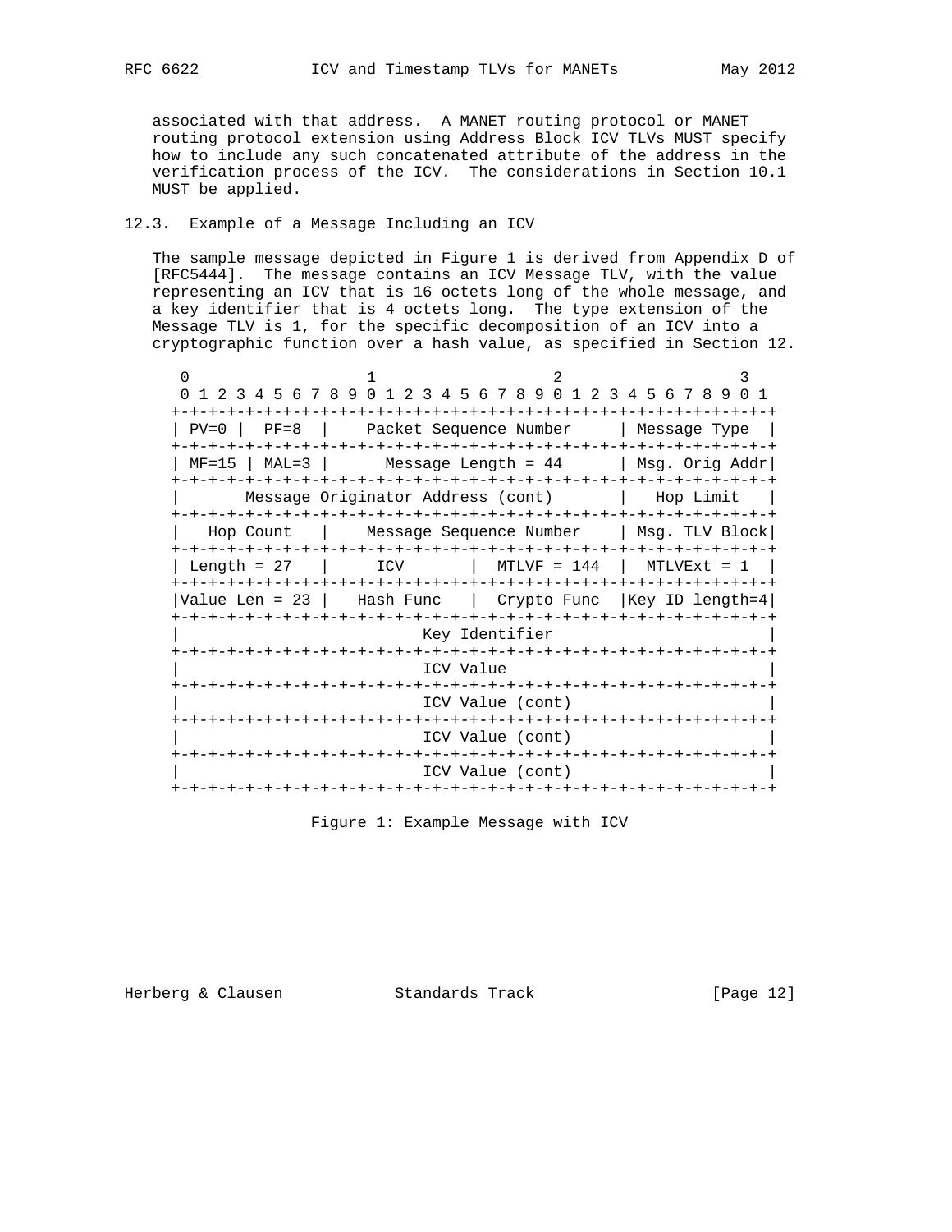associated with that address. A MANET routing protocol or MANET routing protocol extension using Address Block ICV TLVs MUST specify how to include any such concatenated attribute of the address in the verification process of the ICV. The considerations in Section 10.1 MUST be applied.

### 12.3. Example of a Message Including an ICV

The sample message depicted in Figure 1 is derived from Appendix D of [RFC5444]. The message contains an ICV Message TLV, with the value representing an ICV that is 16 octets long of the whole message, and a key identifier that is 4 octets long. The type extension of the Message TLV is 1, for the specific decomposition of an ICV into a cryptographic function over a hash value, as specified in Section 12.

```
    0                   1                   2                   3
    0 1 2 3 4 5 6 7 8 9 0 1 2 3 4 5 6 7 8 9 0 1 2 3 4 5 6 7 8 9 0 1
   +-+-+-+-+-+-+-+-+-+-+-+-+-+-+-+-+-+-+-+-+-+-+-+-+-+-+-+-+-+-+-+-+
   | PV=0 |  PF=8  |    Packet Sequence Number     | Message Type  |
   +-+-+-+-+-+-+-+-+-+-+-+-+-+-+-+-+-+-+-+-+-+-+-+-+-+-+-+-+-+-+-+-+
   | MF=15 | MAL=3 |      Message Length = 44      | Msg. Orig Addr|
   +-+-+-+-+-+-+-+-+-+-+-+-+-+-+-+-+-+-+-+-+-+-+-+-+-+-+-+-+-+-+-+-+
   |       Message Originator Address (cont)       |   Hop Limit   |
   +-+-+-+-+-+-+-+-+-+-+-+-+-+-+-+-+-+-+-+-+-+-+-+-+-+-+-+-+-+-+-+-+
   |   Hop Count   |    Message Sequence Number    | Msg. TLV Block|
   +-+-+-+-+-+-+-+-+-+-+-+-+-+-+-+-+-+-+-+-+-+-+-+-+-+-+-+-+-+-+-+-+
   | Length = 27   |     ICV       |  MTLVF = 144  |  MTLVExt = 1  |
   +-+-+-+-+-+-+-+-+-+-+-+-+-+-+-+-+-+-+-+-+-+-+-+-+-+-+-+-+-+-+-+-+
   |Value Len = 23 |   Hash Func   |  Crypto Func  |Key ID length=4|
   +-+-+-+-+-+-+-+-+-+-+-+-+-+-+-+-+-+-+-+-+-+-+-+-+-+-+-+-+-+-+-+-+
   |                         Key Identifier                        |
   +-+-+-+-+-+-+-+-+-+-+-+-+-+-+-+-+-+-+-+-+-+-+-+-+-+-+-+-+-+-+-+-+
   |                           ICV Value                           |
   +-+-+-+-+-+-+-+-+-+-+-+-+-+-+-+-+-+-+-+-+-+-+-+-+-+-+-+-+-+-+-+-+
   |                        ICV Value (cont)                       |
   +-+-+-+-+-+-+-+-+-+-+-+-+-+-+-+-+-+-+-+-+-+-+-+-+-+-+-+-+-+-+-+-+
   |                        ICV Value (cont)                       |
   +-+-+-+-+-+-+-+-+-+-+-+-+-+-+-+-+-+-+-+-+-+-+-+-+-+-+-+-+-+-+-+-+
   |                        ICV Value (cont)                       |
   +-+-+-+-+-+-+-+-+-+-+-+-+-+-+-+-+-+-+-+-+-+-+-+-+-+-+-+-+-+-+-+-+
```

Figure 1: Example Message with ICV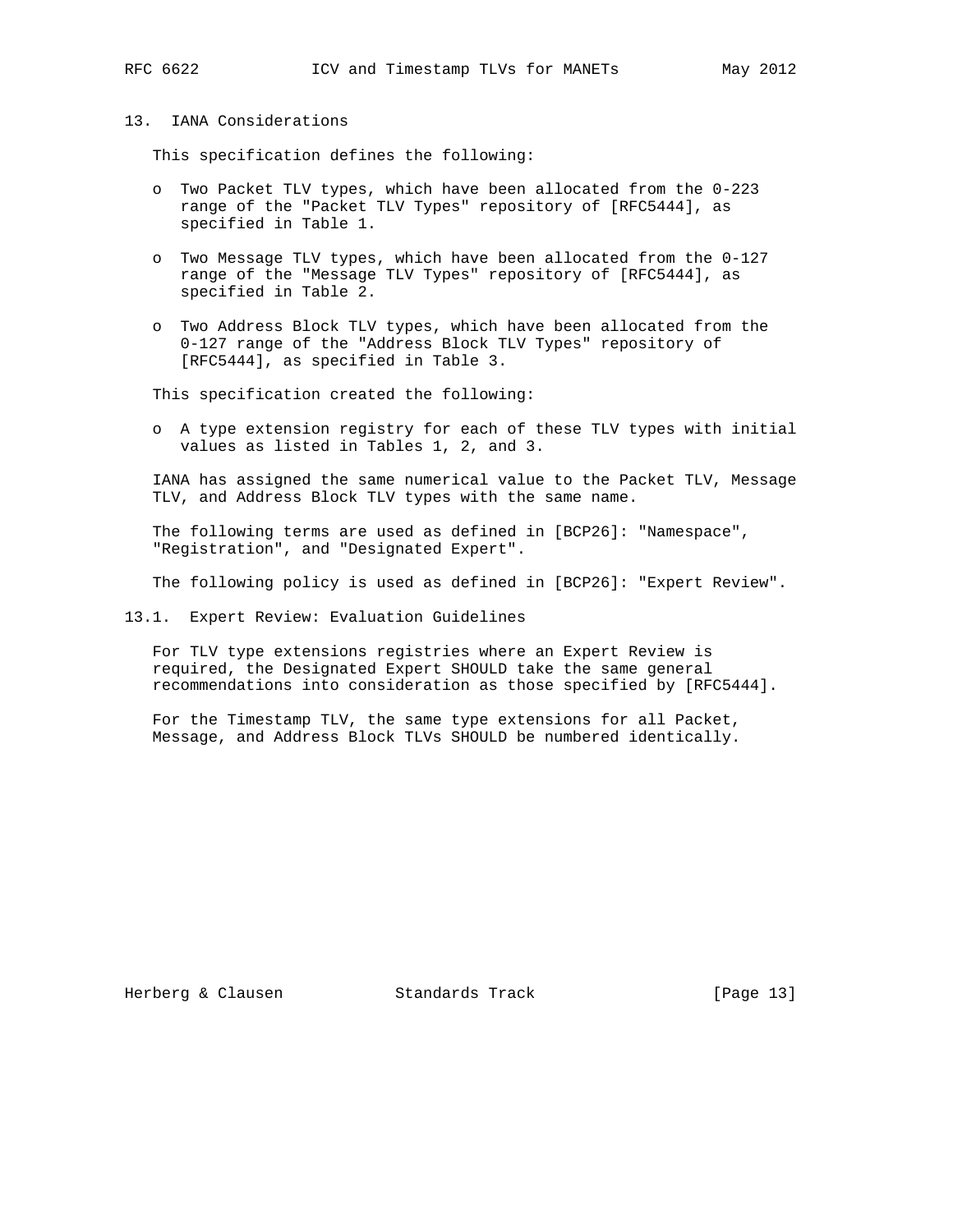## 13. IANA Considerations

This specification defines the following:

- Two Packet TLV types, which have been allocated from the 0-223 range of the "Packet TLV Types" repository of [RFC5444], as specified in Table 1.
- Two Message TLV types, which have been allocated from the 0-127 range of the "Message TLV Types" repository of [RFC5444], as specified in Table 2.
- Two Address Block TLV types, which have been allocated from the 0-127 range of the "Address Block TLV Types" repository of [RFC5444], as specified in Table 3.

This specification created the following:

- A type extension registry for each of these TLV types with initial values as listed in Tables 1, 2, and 3.

IANA has assigned the same numerical value to the Packet TLV, Message TLV, and Address Block TLV types with the same name.

The following terms are used as defined in [BCP26]: "Namespace", "Registration", and "Designated Expert".

The following policy is used as defined in [BCP26]: "Expert Review".

### 13.1. Expert Review: Evaluation Guidelines

For TLV type extensions registries where an Expert Review is required, the Designated Expert SHOULD take the same general recommendations into consideration as those specified by [RFC5444].

For the Timestamp TLV, the same type extensions for all Packet, Message, and Address Block TLVs SHOULD be numbered identically.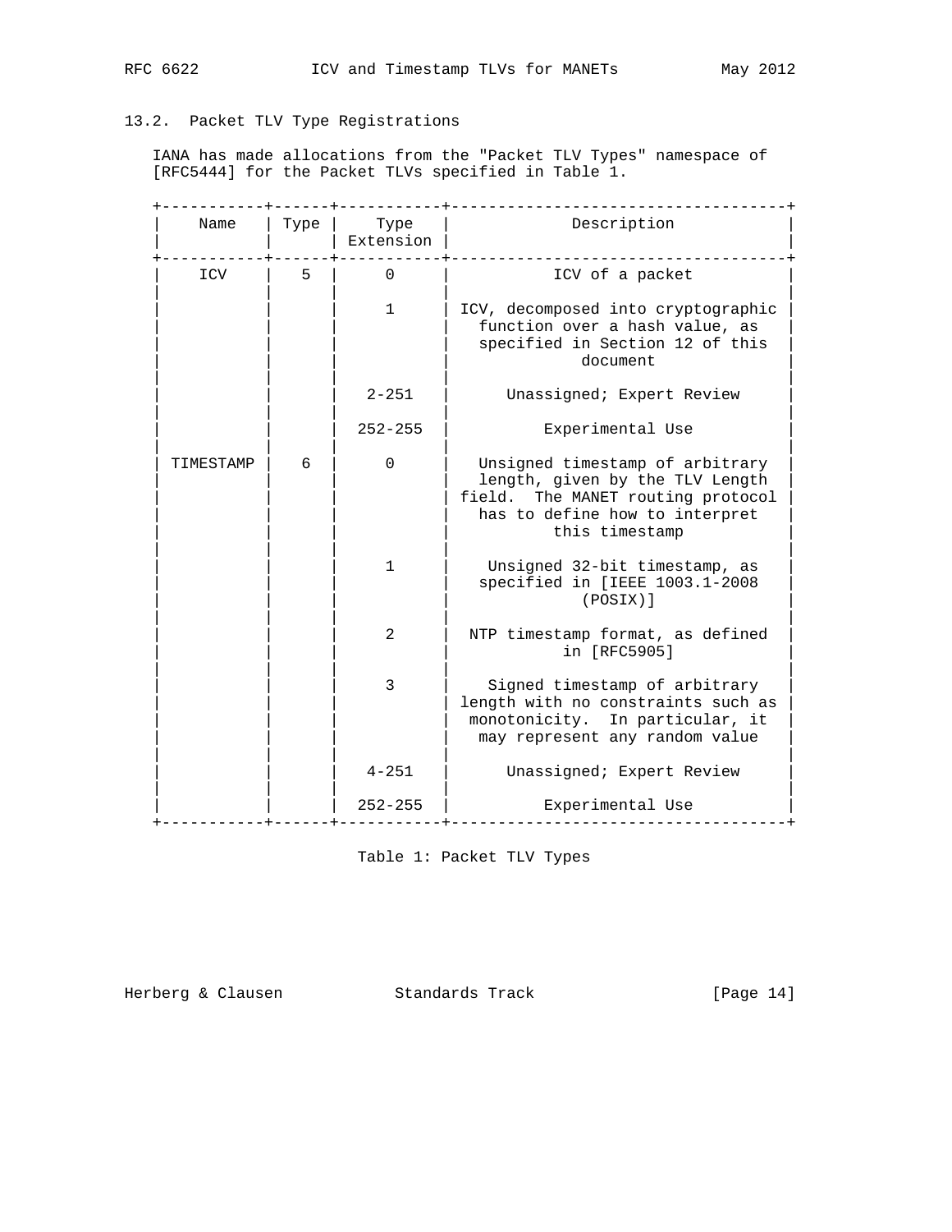## 13.2. Packet TLV Type Registrations

IANA has made allocations from the "Packet TLV Types" namespace of [RFC5444] for the Packet TLVs specified in Table 1.

| Name | Type | Type Extension | Description |
|---|---|---|---|
| ICV | 5 | 0 | ICV of a packet |
| | | 1 | ICV, decomposed into cryptographic function over a hash value, as specified in Section 12 of this document |
| | | 2-251 | Unassigned; Expert Review |
| | | 252-255 | Experimental Use |
| TIMESTAMP | 6 | 0 | Unsigned timestamp of arbitrary length, given by the TLV Length field. The MANET routing protocol has to define how to interpret this timestamp |
| | | 1 | Unsigned 32-bit timestamp, as specified in [IEEE 1003.1-2008 (POSIX)] |
| | | 2 | NTP timestamp format, as defined in [RFC5905] |
| | | 3 | Signed timestamp of arbitrary length with no constraints such as monotonicity. In particular, it may represent any random value |
| | | 4-251 | Unassigned; Expert Review |
| | | 252-255 | Experimental Use |

Table 1: Packet TLV Types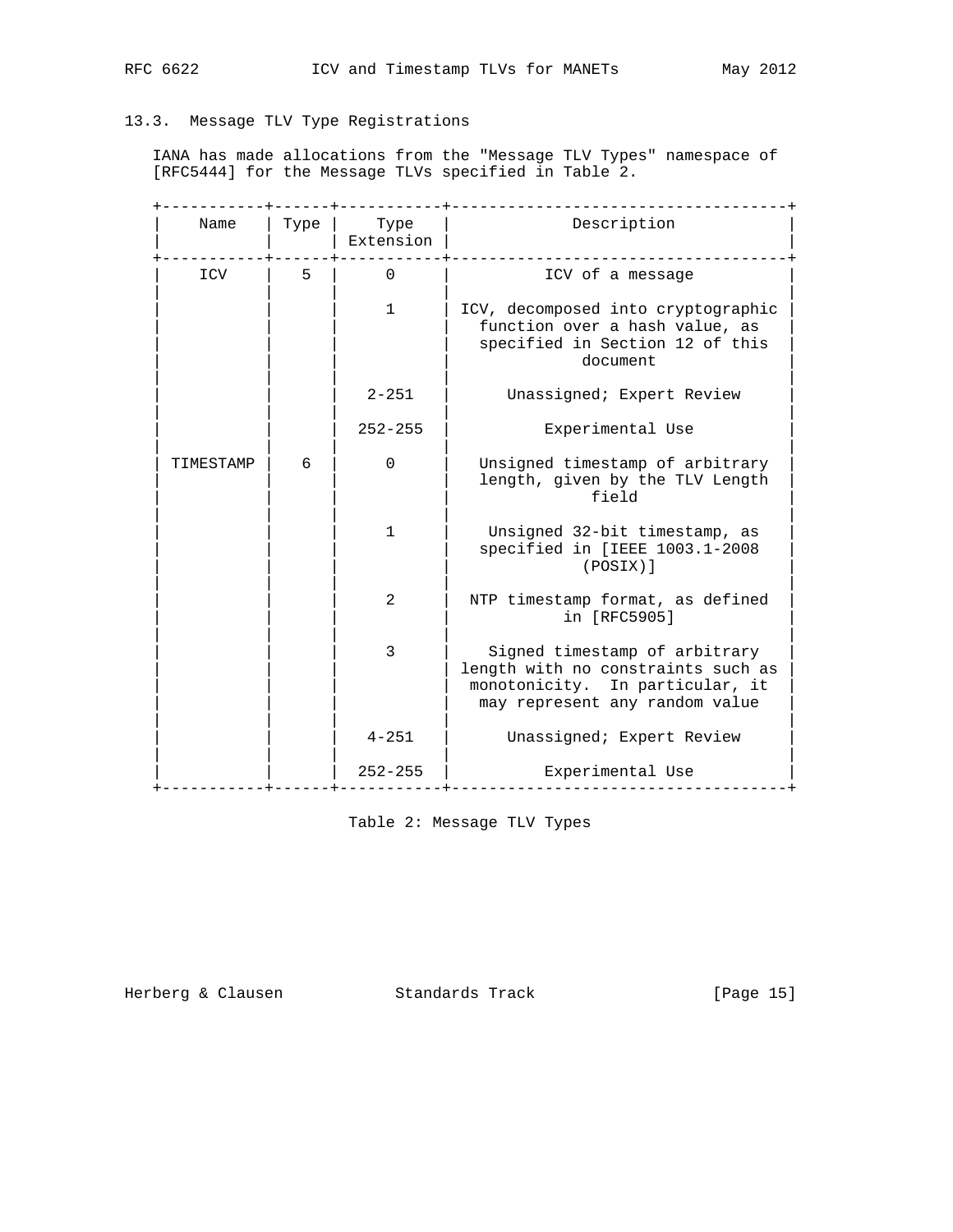### 13.3. Message TLV Type Registrations

IANA has made allocations from the "Message TLV Types" namespace of [RFC5444] for the Message TLVs specified in Table 2.

| Name | Type | Type Extension | Description |
|---|---|---|---|
| ICV | 5 | 0 | ICV of a message |
| | | 1 | ICV, decomposed into cryptographic function over a hash value, as specified in Section 12 of this document |
| | | 2-251 | Unassigned; Expert Review |
| | | 252-255 | Experimental Use |
| TIMESTAMP | 6 | 0 | Unsigned timestamp of arbitrary length, given by the TLV Length field |
| | | 1 | Unsigned 32-bit timestamp, as specified in [IEEE 1003.1-2008 (POSIX)] |
| | | 2 | NTP timestamp format, as defined in [RFC5905] |
| | | 3 | Signed timestamp of arbitrary length with no constraints such as monotonicity. In particular, it may represent any random value |
| | | 4-251 | Unassigned; Expert Review |
| | | 252-255 | Experimental Use |

Table 2: Message TLV Types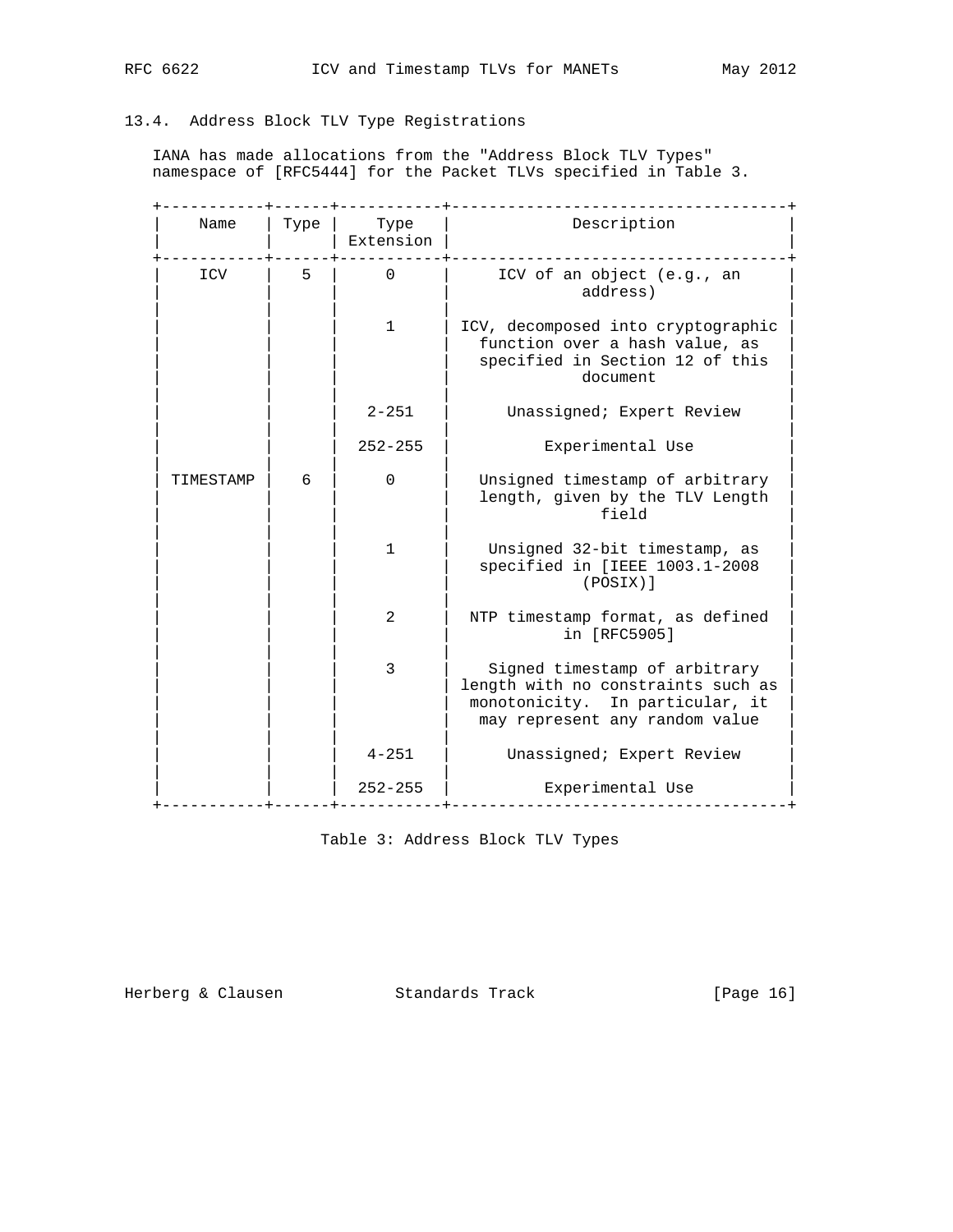### 13.4. Address Block TLV Type Registrations

IANA has made allocations from the "Address Block TLV Types" namespace of [RFC5444] for the Packet TLVs specified in Table 3.

| Name | Type | Type Extension | Description |
|---|---|---|---|
| ICV | 5 | 0 | ICV of an object (e.g., an address) |
| | | 1 | ICV, decomposed into cryptographic function over a hash value, as specified in Section 12 of this document |
| | | 2-251 | Unassigned; Expert Review |
| | | 252-255 | Experimental Use |
| TIMESTAMP | 6 | 0 | Unsigned timestamp of arbitrary length, given by the TLV Length field |
| | | 1 | Unsigned 32-bit timestamp, as specified in [IEEE 1003.1-2008 (POSIX)] |
| | | 2 | NTP timestamp format, as defined in [RFC5905] |
| | | 3 | Signed timestamp of arbitrary length with no constraints such as monotonicity. In particular, it may represent any random value |
| | | 4-251 | Unassigned; Expert Review |
| | | 252-255 | Experimental Use |

Table 3: Address Block TLV Types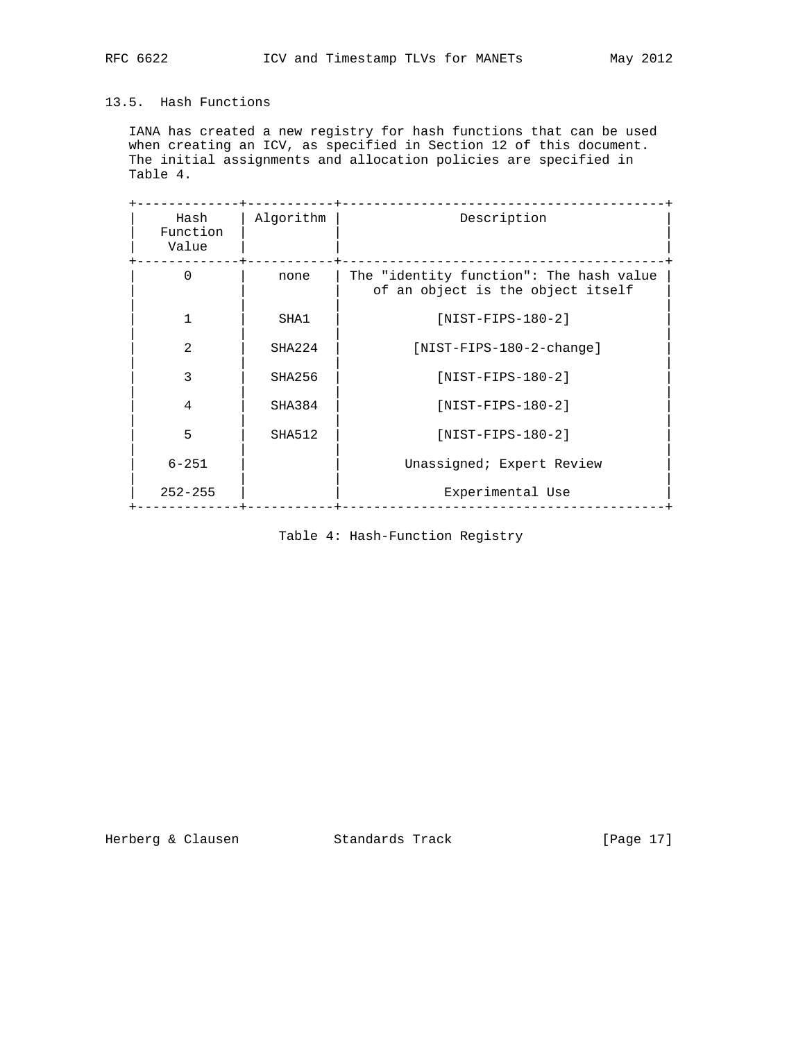### 13.5. Hash Functions

IANA has created a new registry for hash functions that can be used when creating an ICV, as specified in Section 12 of this document. The initial assignments and allocation policies are specified in Table 4.

| Hash Function Value | Algorithm | Description |
|---|---|---|
| 0 | none | The "identity function": The hash value of an object is the object itself |
| 1 | SHA1 | [NIST-FIPS-180-2] |
| 2 | SHA224 | [NIST-FIPS-180-2-change] |
| 3 | SHA256 | [NIST-FIPS-180-2] |
| 4 | SHA384 | [NIST-FIPS-180-2] |
| 5 | SHA512 | [NIST-FIPS-180-2] |
| 6-251 | | Unassigned; Expert Review |
| 252-255 | | Experimental Use |

Table 4: Hash-Function Registry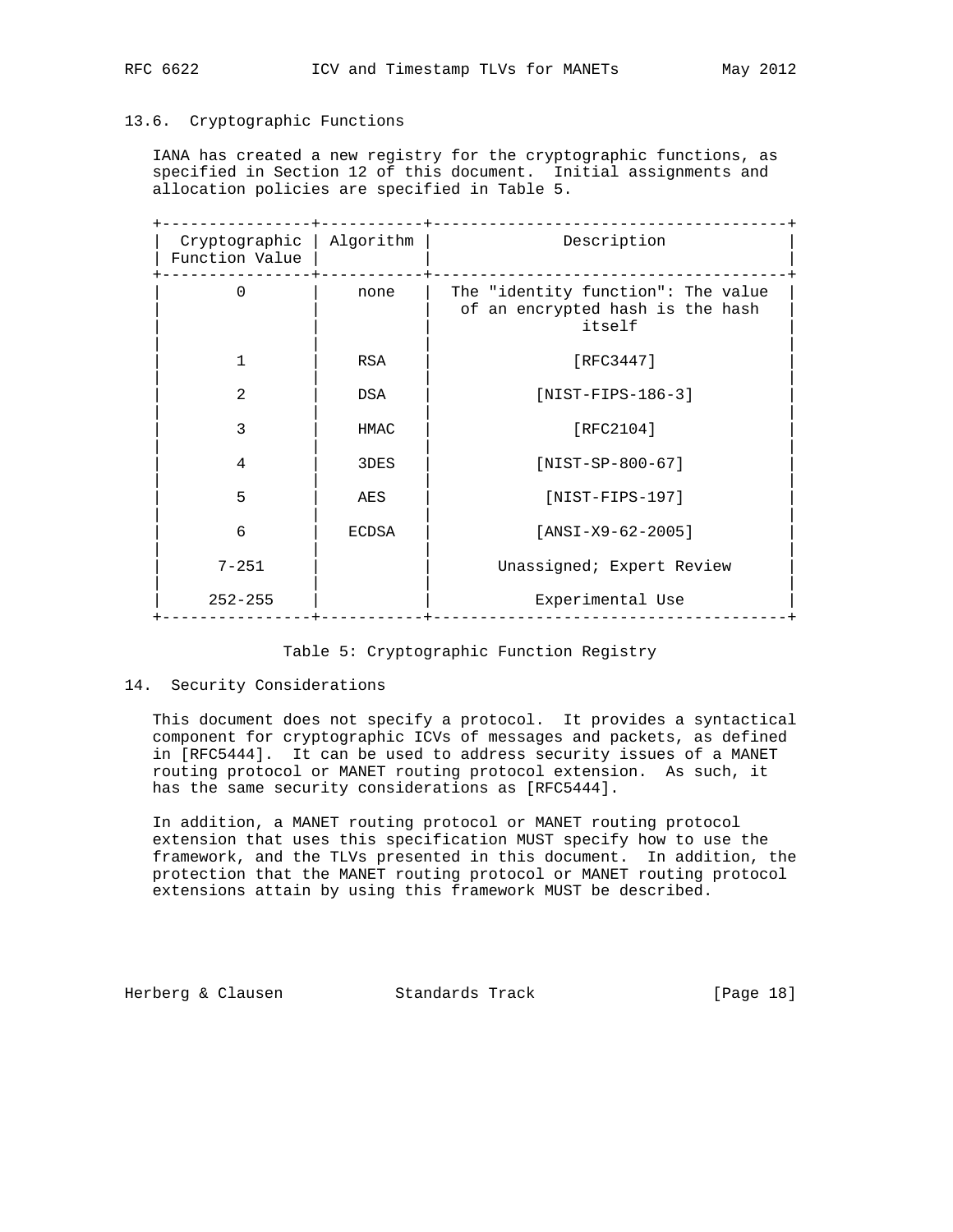### 13.6. Cryptographic Functions

IANA has created a new registry for the cryptographic functions, as specified in Section 12 of this document. Initial assignments and allocation policies are specified in Table 5.

| Cryptographic Function Value | Algorithm | Description |
|---|---|---|
| 0 | none | The "identity function": The value of an encrypted hash is the hash itself |
| 1 | RSA | [RFC3447] |
| 2 | DSA | [NIST-FIPS-186-3] |
| 3 | HMAC | [RFC2104] |
| 4 | 3DES | [NIST-SP-800-67] |
| 5 | AES | [NIST-FIPS-197] |
| 6 | ECDSA | [ANSI-X9-62-2005] |
| 7-251 | | Unassigned; Expert Review |
| 252-255 | | Experimental Use |

Table 5: Cryptographic Function Registry

## 14. Security Considerations

This document does not specify a protocol. It provides a syntactical component for cryptographic ICVs of messages and packets, as defined in [RFC5444]. It can be used to address security issues of a MANET routing protocol or MANET routing protocol extension. As such, it has the same security considerations as [RFC5444].

In addition, a MANET routing protocol or MANET routing protocol extension that uses this specification MUST specify how to use the framework, and the TLVs presented in this document. In addition, the protection that the MANET routing protocol or MANET routing protocol extensions attain by using this framework MUST be described.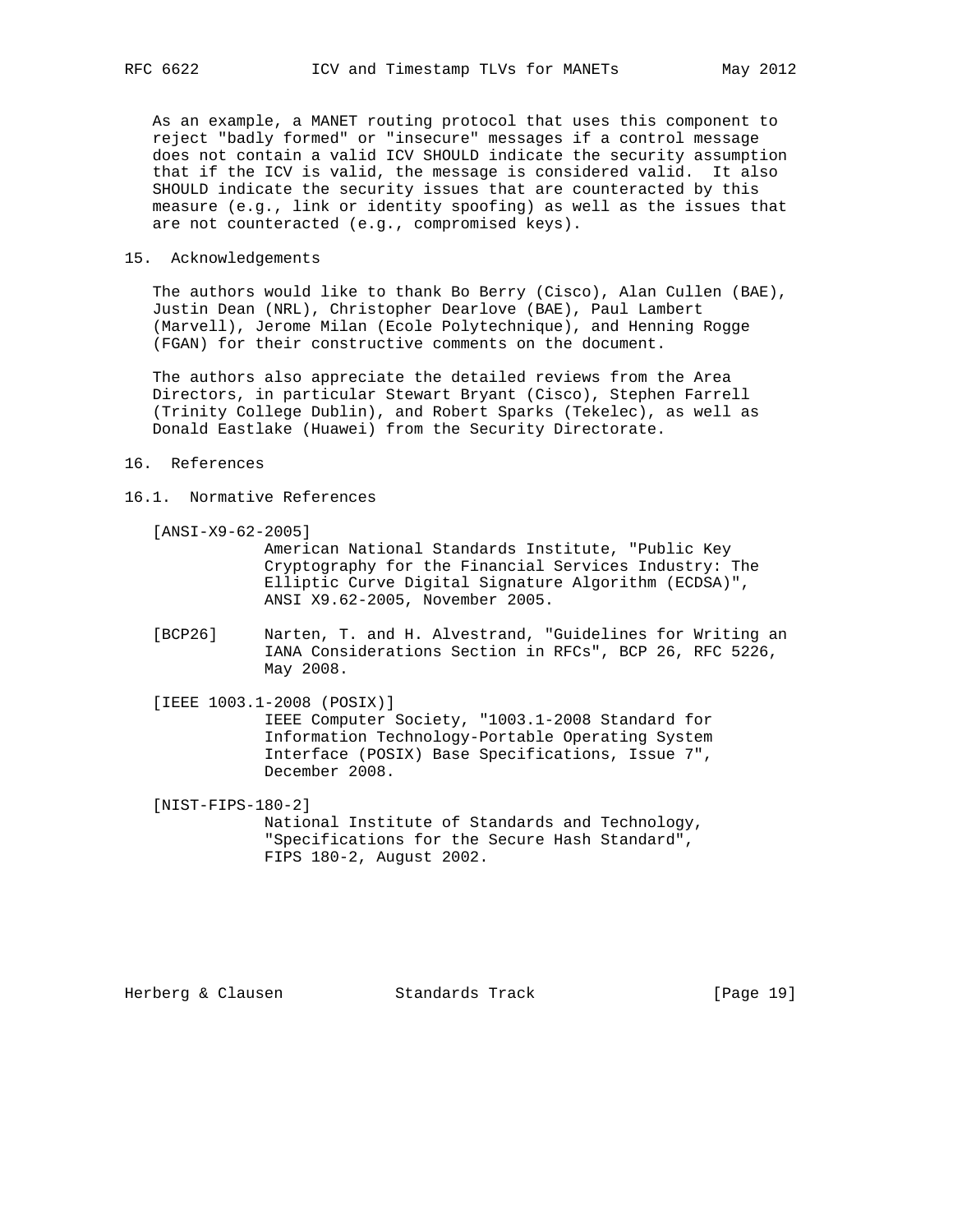As an example, a MANET routing protocol that uses this component to reject "badly formed" or "insecure" messages if a control message does not contain a valid ICV SHOULD indicate the security assumption that if the ICV is valid, the message is considered valid. It also SHOULD indicate the security issues that are counteracted by this measure (e.g., link or identity spoofing) as well as the issues that are not counteracted (e.g., compromised keys).

## 15. Acknowledgements

The authors would like to thank Bo Berry (Cisco), Alan Cullen (BAE), Justin Dean (NRL), Christopher Dearlove (BAE), Paul Lambert (Marvell), Jerome Milan (Ecole Polytechnique), and Henning Rogge (FGAN) for their constructive comments on the document.

The authors also appreciate the detailed reviews from the Area Directors, in particular Stewart Bryant (Cisco), Stephen Farrell (Trinity College Dublin), and Robert Sparks (Tekelec), as well as Donald Eastlake (Huawei) from the Security Directorate.

## 16. References

### 16.1. Normative References

[ANSI-X9-62-2005]
American National Standards Institute, "Public Key Cryptography for the Financial Services Industry: The Elliptic Curve Digital Signature Algorithm (ECDSA)", ANSI X9.62-2005, November 2005.

[BCP26] Narten, T. and H. Alvestrand, "Guidelines for Writing an IANA Considerations Section in RFCs", BCP 26, RFC 5226, May 2008.

[IEEE 1003.1-2008 (POSIX)]
IEEE Computer Society, "1003.1-2008 Standard for Information Technology-Portable Operating System Interface (POSIX) Base Specifications, Issue 7", December 2008.

[NIST-FIPS-180-2]
National Institute of Standards and Technology, "Specifications for the Secure Hash Standard", FIPS 180-2, August 2002.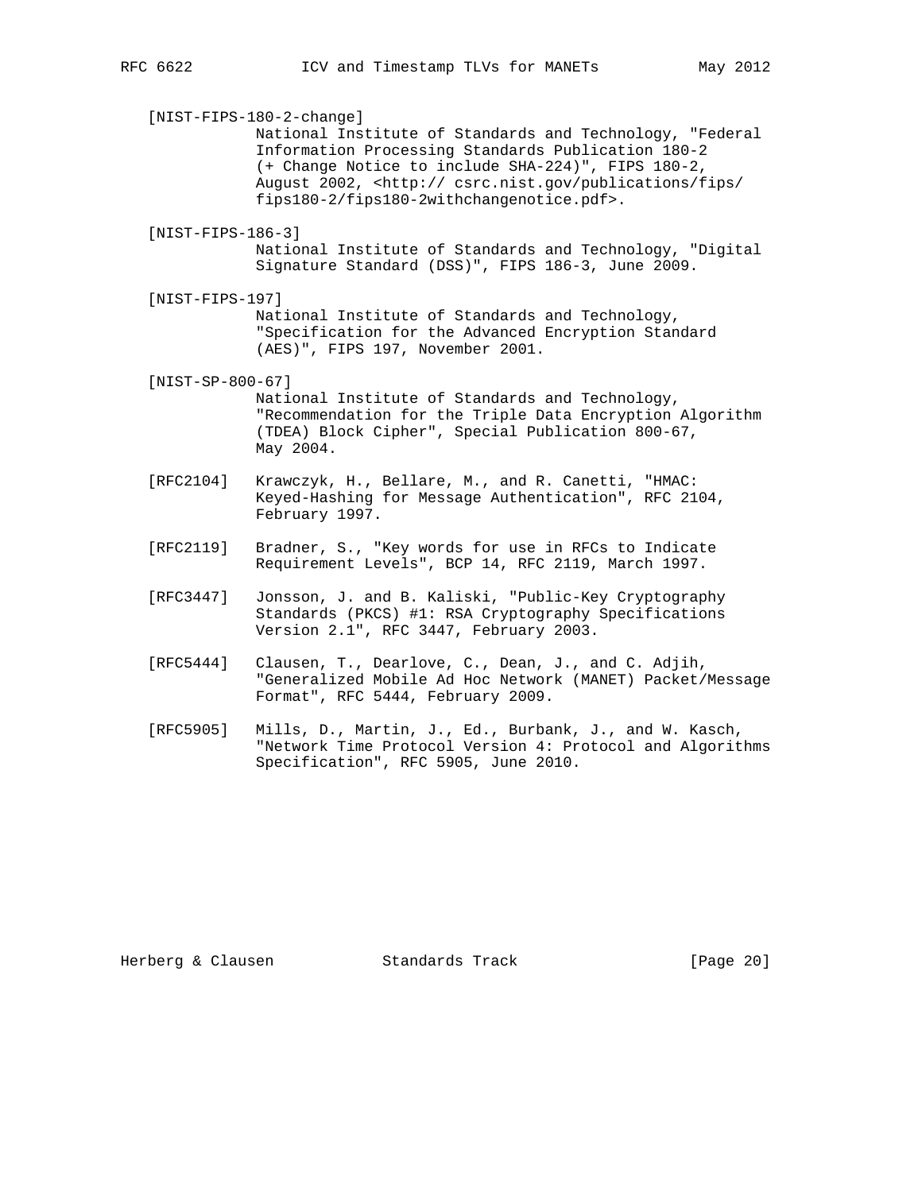[NIST-FIPS-180-2-change]
National Institute of Standards and Technology, "Federal Information Processing Standards Publication 180-2 (+ Change Notice to include SHA-224)", FIPS 180-2, August 2002, <http:// csrc.nist.gov/publications/fips/fips180-2/fips180-2withchangenotice.pdf>.

[NIST-FIPS-186-3]
National Institute of Standards and Technology, "Digital Signature Standard (DSS)", FIPS 186-3, June 2009.

[NIST-FIPS-197]
National Institute of Standards and Technology, "Specification for the Advanced Encryption Standard (AES)", FIPS 197, November 2001.

[NIST-SP-800-67]
National Institute of Standards and Technology, "Recommendation for the Triple Data Encryption Algorithm (TDEA) Block Cipher", Special Publication 800-67, May 2004.

[RFC2104] Krawczyk, H., Bellare, M., and R. Canetti, "HMAC: Keyed-Hashing for Message Authentication", RFC 2104, February 1997.

[RFC2119] Bradner, S., "Key words for use in RFCs to Indicate Requirement Levels", BCP 14, RFC 2119, March 1997.

[RFC3447] Jonsson, J. and B. Kaliski, "Public-Key Cryptography Standards (PKCS) #1: RSA Cryptography Specifications Version 2.1", RFC 3447, February 2003.

[RFC5444] Clausen, T., Dearlove, C., Dean, J., and C. Adjih, "Generalized Mobile Ad Hoc Network (MANET) Packet/Message Format", RFC 5444, February 2009.

[RFC5905] Mills, D., Martin, J., Ed., Burbank, J., and W. Kasch, "Network Time Protocol Version 4: Protocol and Algorithms Specification", RFC 5905, June 2010.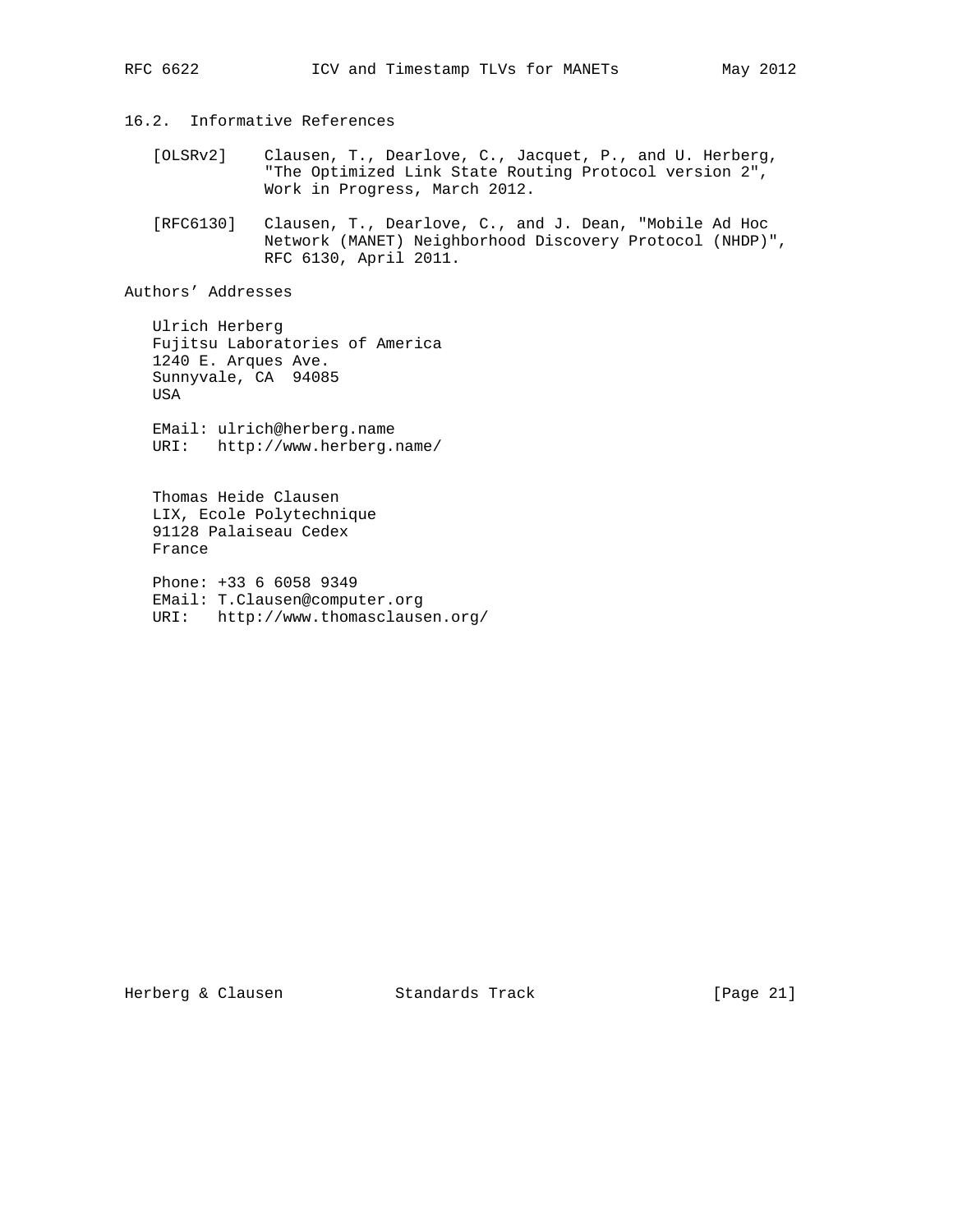## 16.2. Informative References

[OLSRv2] Clausen, T., Dearlove, C., Jacquet, P., and U. Herberg, "The Optimized Link State Routing Protocol version 2", Work in Progress, March 2012.

[RFC6130] Clausen, T., Dearlove, C., and J. Dean, "Mobile Ad Hoc Network (MANET) Neighborhood Discovery Protocol (NHDP)", RFC 6130, April 2011.

## Authors' Addresses

Ulrich Herberg
Fujitsu Laboratories of America
1240 E. Arques Ave.
Sunnyvale, CA 94085
USA

EMail: ulrich@herberg.name
URI: http://www.herberg.name/

Thomas Heide Clausen
LIX, Ecole Polytechnique
91128 Palaiseau Cedex
France

Phone: +33 6 6058 9349
EMail: T.Clausen@computer.org
URI: http://www.thomasclausen.org/